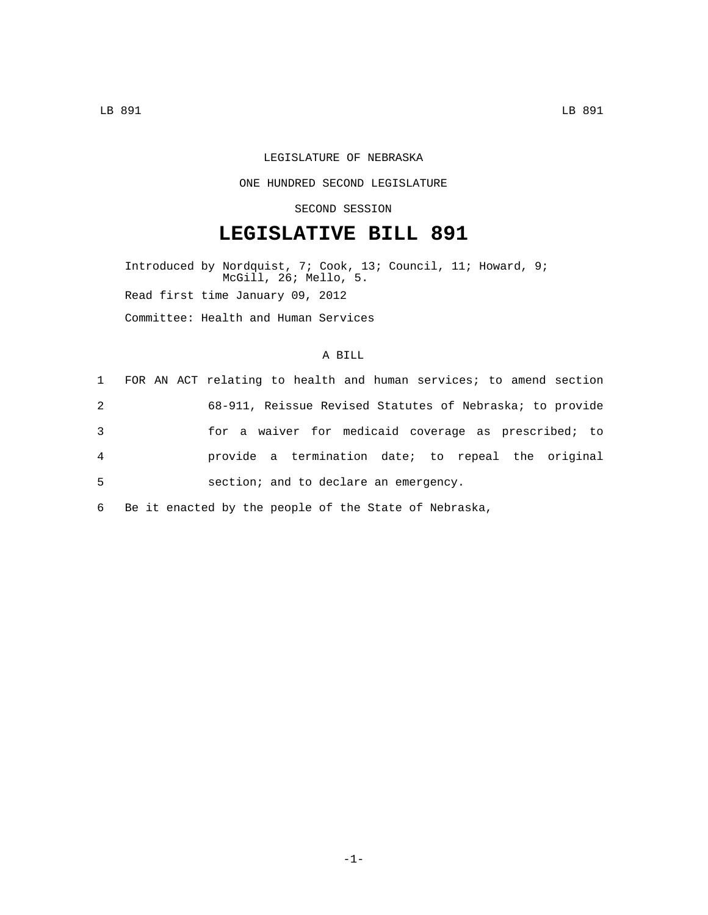LEGISLATURE OF NEBRASKA

ONE HUNDRED SECOND LEGISLATURE

SECOND SESSION

# LEGISLATIVE BILL 891

Introduced by Nordquist, 7; Cook, 13; Council, 11; Howard, 9; McGill, 26; Mello, 5.

Read first time January 09, 2012

Committee: Health and Human Services

A BILL

1 FOR AN ACT relating to health and human services; to amend section
2 68-911, Reissue Revised Statutes of Nebraska; to provide
3 for a waiver for medicaid coverage as prescribed; to
4 provide a termination date; to repeal the original
5 section; and to declare an emergency.

6 Be it enacted by the people of the State of Nebraska,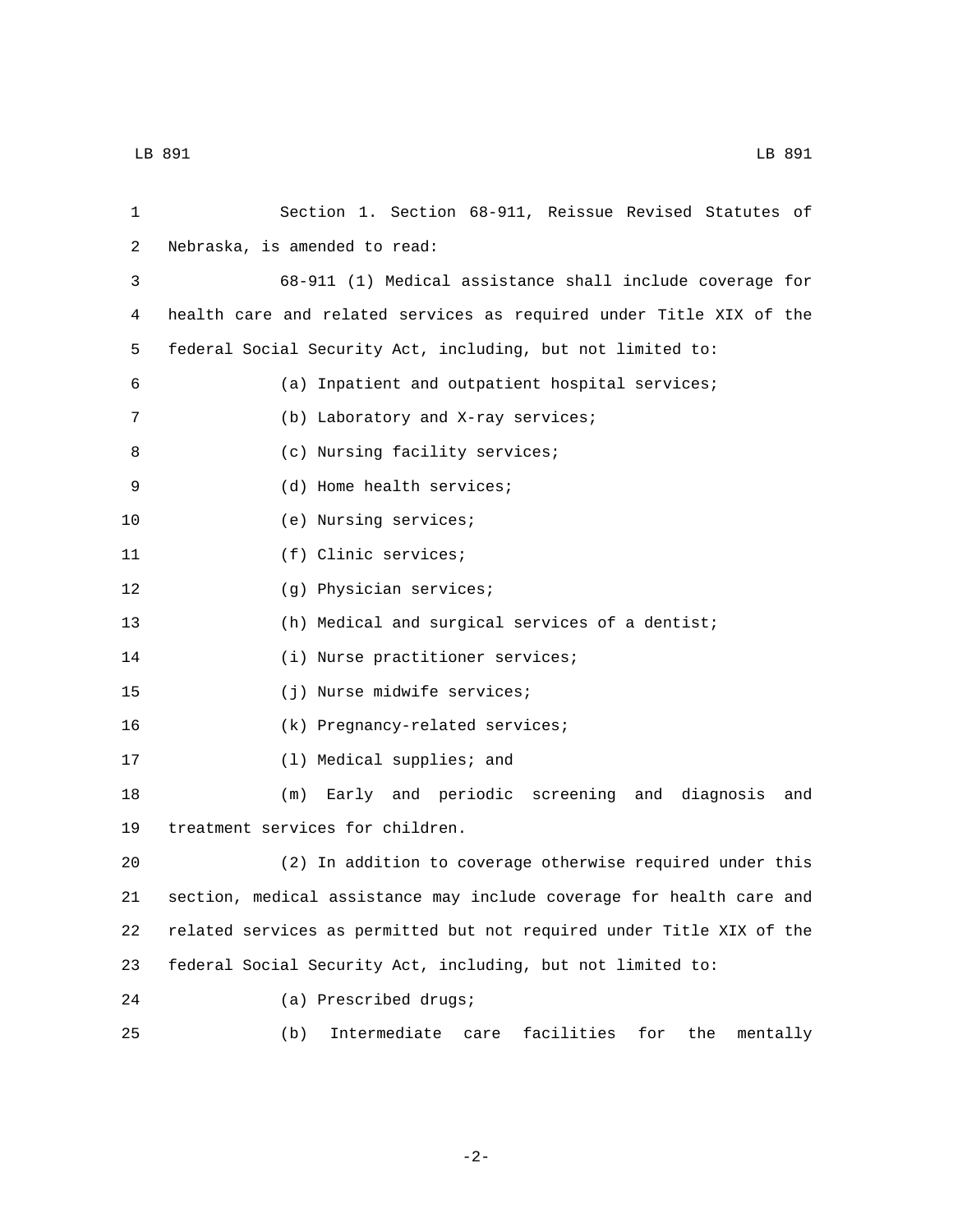Section 1. Section 68-911, Reissue Revised Statutes of Nebraska, is amended to read:

68-911 (1) Medical assistance shall include coverage for health care and related services as required under Title XIX of the federal Social Security Act, including, but not limited to:

(a) Inpatient and outpatient hospital services;

(b) Laboratory and X-ray services;

(c) Nursing facility services;

(d) Home health services;

(e) Nursing services;

(f) Clinic services;

(g) Physician services;

(h) Medical and surgical services of a dentist;

(i) Nurse practitioner services;

(j) Nurse midwife services;

(k) Pregnancy-related services;

(l) Medical supplies; and

(m) Early and periodic screening and diagnosis and treatment services for children.

(2) In addition to coverage otherwise required under this section, medical assistance may include coverage for health care and related services as permitted but not required under Title XIX of the federal Social Security Act, including, but not limited to:

(a) Prescribed drugs;

(b) Intermediate care facilities for the mentally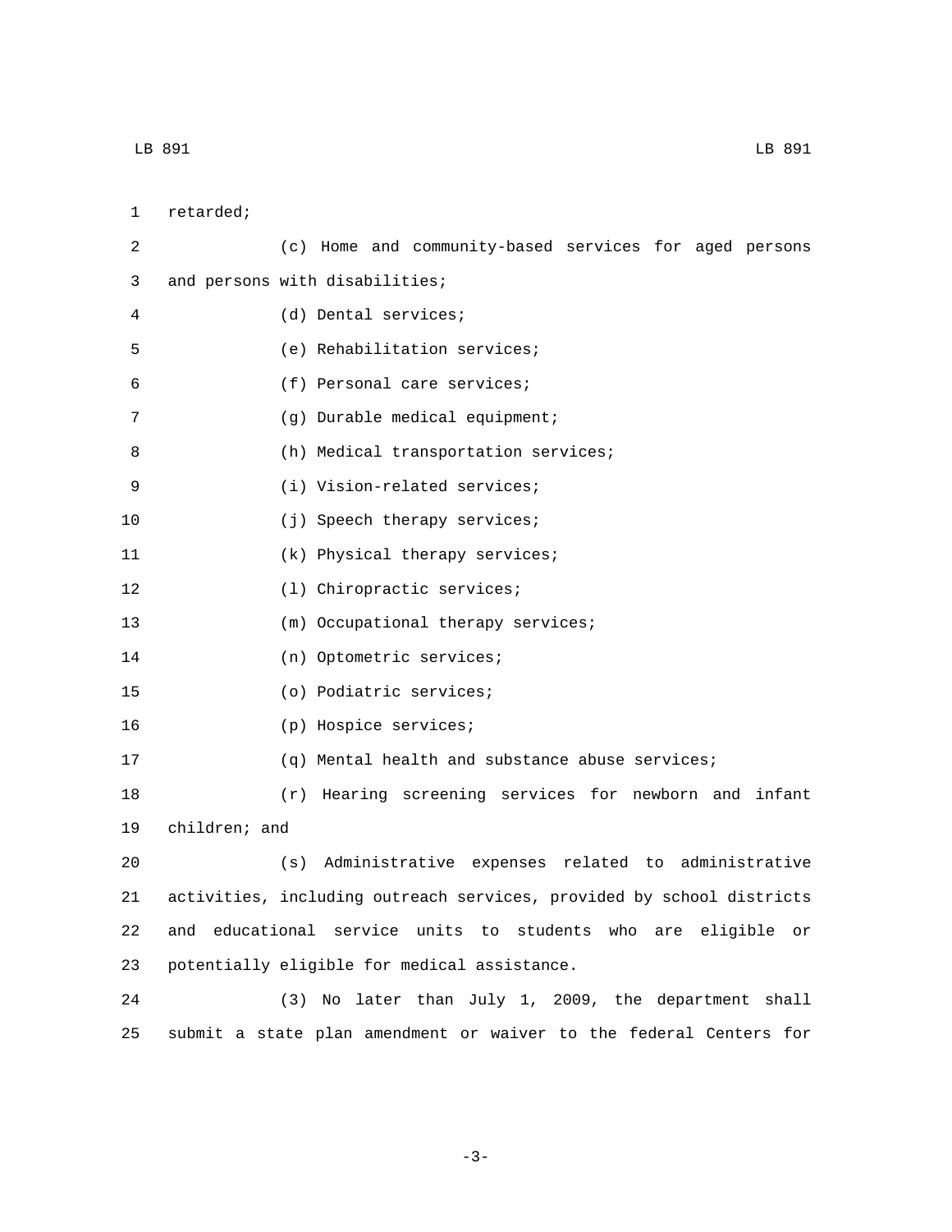retarded;

(c) Home and community-based services for aged persons and persons with disabilities;

(d) Dental services;

(e) Rehabilitation services;

(f) Personal care services;

(g) Durable medical equipment;

(h) Medical transportation services;

(i) Vision-related services;

(j) Speech therapy services;

(k) Physical therapy services;

(l) Chiropractic services;

(m) Occupational therapy services;

(n) Optometric services;

(o) Podiatric services;

(p) Hospice services;

(q) Mental health and substance abuse services;

(r) Hearing screening services for newborn and infant children; and

(s) Administrative expenses related to administrative activities, including outreach services, provided by school districts and educational service units to students who are eligible or potentially eligible for medical assistance.

(3) No later than July 1, 2009, the department shall submit a state plan amendment or waiver to the federal Centers for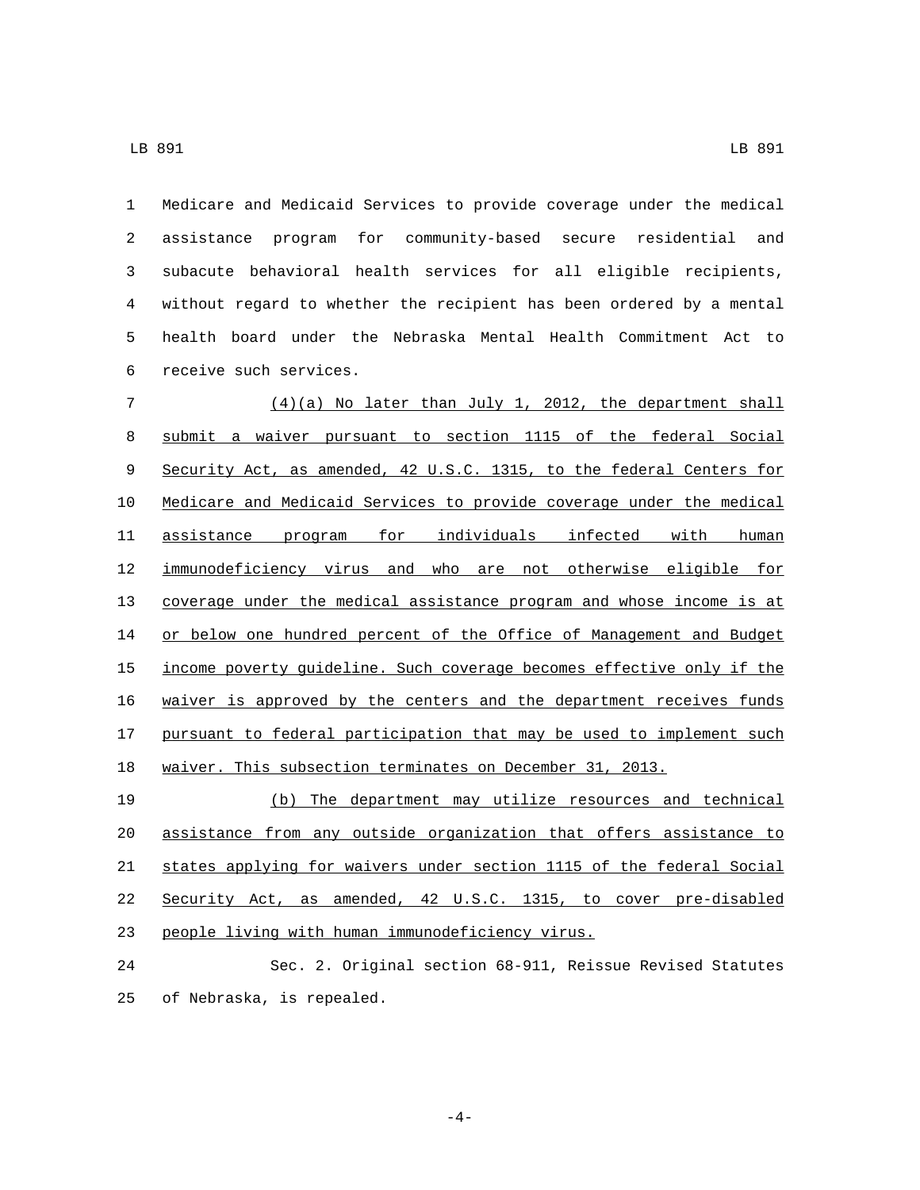Medicare and Medicaid Services to provide coverage under the medical assistance program for community-based secure residential and subacute behavioral health services for all eligible recipients, without regard to whether the recipient has been ordered by a mental health board under the Nebraska Mental Health Commitment Act to receive such services.

(4)(a) No later than July 1, 2012, the department shall submit a waiver pursuant to section 1115 of the federal Social Security Act, as amended, 42 U.S.C. 1315, to the federal Centers for Medicare and Medicaid Services to provide coverage under the medical assistance program for individuals infected with human immunodeficiency virus and who are not otherwise eligible for coverage under the medical assistance program and whose income is at or below one hundred percent of the Office of Management and Budget income poverty guideline. Such coverage becomes effective only if the waiver is approved by the centers and the department receives funds pursuant to federal participation that may be used to implement such waiver. This subsection terminates on December 31, 2013.

(b) The department may utilize resources and technical assistance from any outside organization that offers assistance to states applying for waivers under section 1115 of the federal Social Security Act, as amended, 42 U.S.C. 1315, to cover pre-disabled people living with human immunodeficiency virus.

Sec. 2. Original section 68-911, Reissue Revised Statutes of Nebraska, is repealed.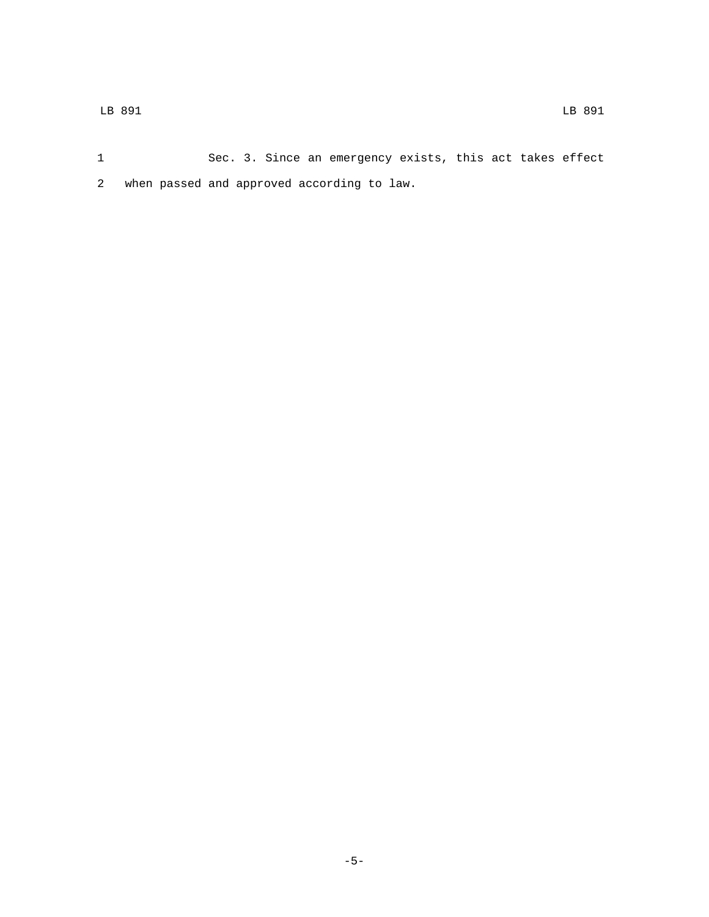Sec. 3. Since an emergency exists, this act takes effect when passed and approved according to law.